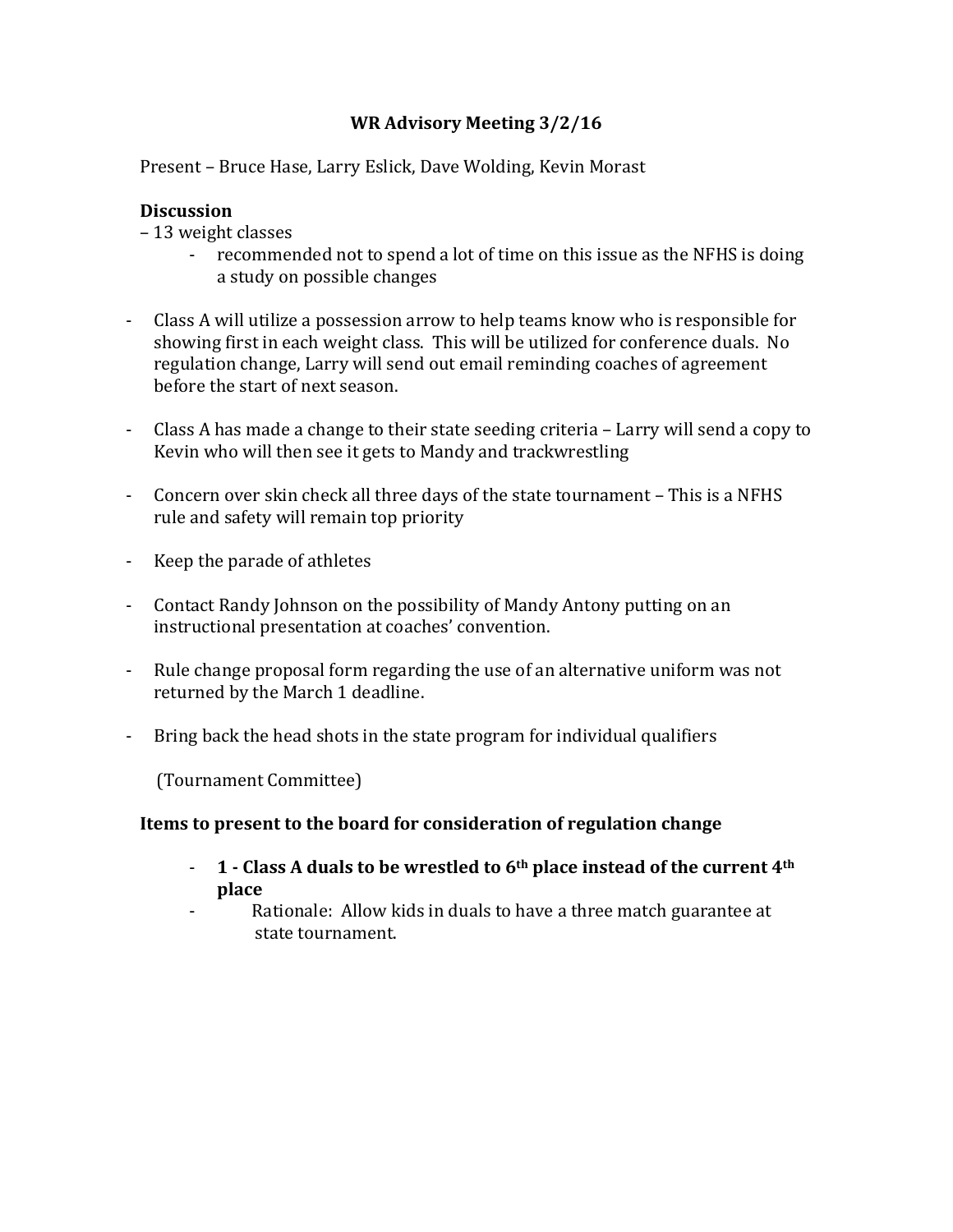# WR Advisory Meeting 3/2/16

Present – Bruce Hase, Larry Eslick, Dave Wolding, Kevin Morast

**Discussion**

– 13 weight classes
  - recommended not to spend a lot of time on this issue as the NFHS is doing a study on possible changes

- Class A will utilize a possession arrow to help teams know who is responsible for showing first in each weight class. This will be utilized for conference duals. No regulation change, Larry will send out email reminding coaches of agreement before the start of next season.

- Class A has made a change to their state seeding criteria – Larry will send a copy to Kevin who will then see it gets to Mandy and trackwrestling

- Concern over skin check all three days of the state tournament – This is a NFHS rule and safety will remain top priority

- Keep the parade of athletes

- Contact Randy Johnson on the possibility of Mandy Antony putting on an instructional presentation at coaches' convention.

- Rule change proposal form regarding the use of an alternative uniform was not returned by the March 1 deadline.

- Bring back the head shots in the state program for individual qualifiers

(Tournament Committee)

**Items to present to the board for consideration of regulation change**

- **1 - Class A duals to be wrestled to 6th place instead of the current 4th place**
- Rationale: Allow kids in duals to have a three match guarantee at state tournament.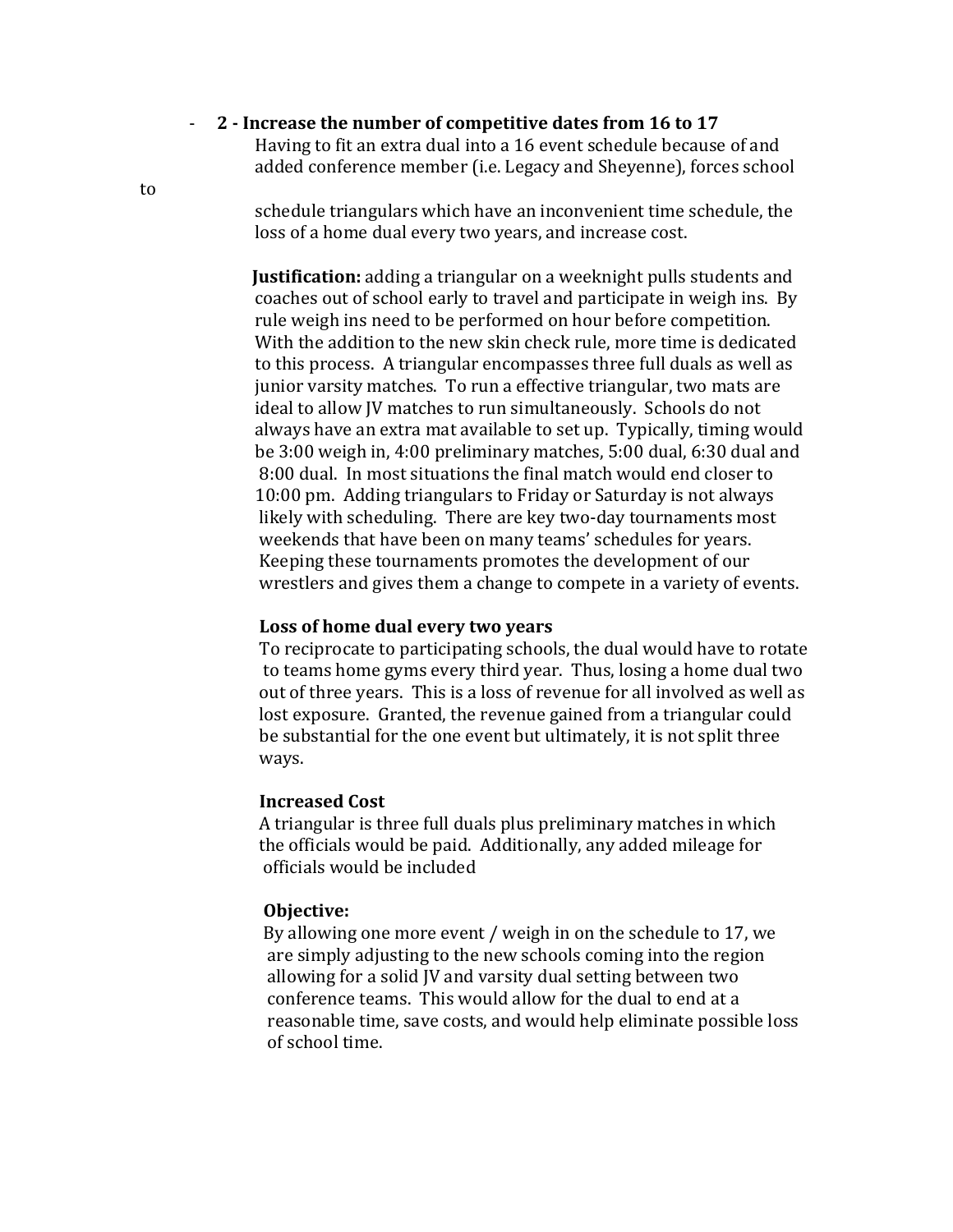- **2 - Increase the number of competitive dates from 16 to 17**

  Having to fit an extra dual into a 16 event schedule because of and added conference member (i.e. Legacy and Sheyenne), forces school to schedule triangulars which have an inconvenient time schedule, the loss of a home dual every two years, and increase cost.

  **Justification:** adding a triangular on a weeknight pulls students and coaches out of school early to travel and participate in weigh ins. By rule weigh ins need to be performed on hour before competition. With the addition to the new skin check rule, more time is dedicated to this process. A triangular encompasses three full duals as well as junior varsity matches. To run a effective triangular, two mats are ideal to allow JV matches to run simultaneously. Schools do not always have an extra mat available to set up. Typically, timing would be 3:00 weigh in, 4:00 preliminary matches, 5:00 dual, 6:30 dual and 8:00 dual. In most situations the final match would end closer to 10:00 pm. Adding triangulars to Friday or Saturday is not always likely with scheduling. There are key two-day tournaments most weekends that have been on many teams' schedules for years. Keeping these tournaments promotes the development of our wrestlers and gives them a change to compete in a variety of events.

  **Loss of home dual every two years**

  To reciprocate to participating schools, the dual would have to rotate to teams home gyms every third year. Thus, losing a home dual two out of three years. This is a loss of revenue for all involved as well as lost exposure. Granted, the revenue gained from a triangular could be substantial for the one event but ultimately, it is not split three ways.

  **Increased Cost**

  A triangular is three full duals plus preliminary matches in which the officials would be paid. Additionally, any added mileage for officials would be included

  **Objective:**

  By allowing one more event / weigh in on the schedule to 17, we are simply adjusting to the new schools coming into the region allowing for a solid JV and varsity dual setting between two conference teams. This would allow for the dual to end at a reasonable time, save costs, and would help eliminate possible loss of school time.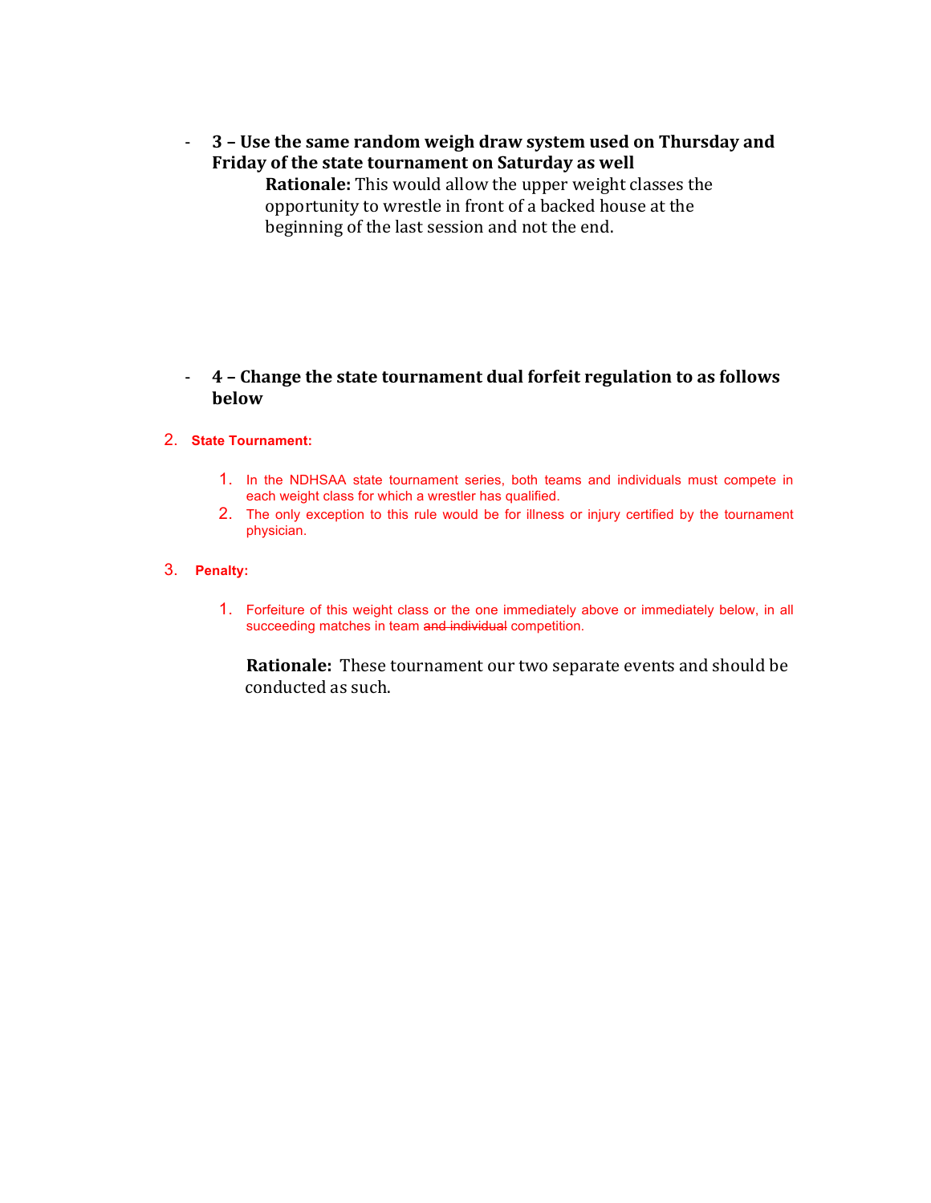- **3 – Use the same random weigh draw system used on Thursday and Friday of the state tournament on Saturday as well**

  **Rationale:** This would allow the upper weight classes the opportunity to wrestle in front of a backed house at the beginning of the last session and not the end.

- **4 – Change the state tournament dual forfeit regulation to as follows below**

2. **State Tournament:**

   1. In the NDHSAA state tournament series, both teams and individuals must compete in each weight class for which a wrestler has qualified.
   2. The only exception to this rule would be for illness or injury certified by the tournament physician.

3. **Penalty:**

   1. Forfeiture of this weight class or the one immediately above or immediately below, in all succeeding matches in team ~~and individual~~ competition.

**Rationale:** These tournament our two separate events and should be conducted as such.